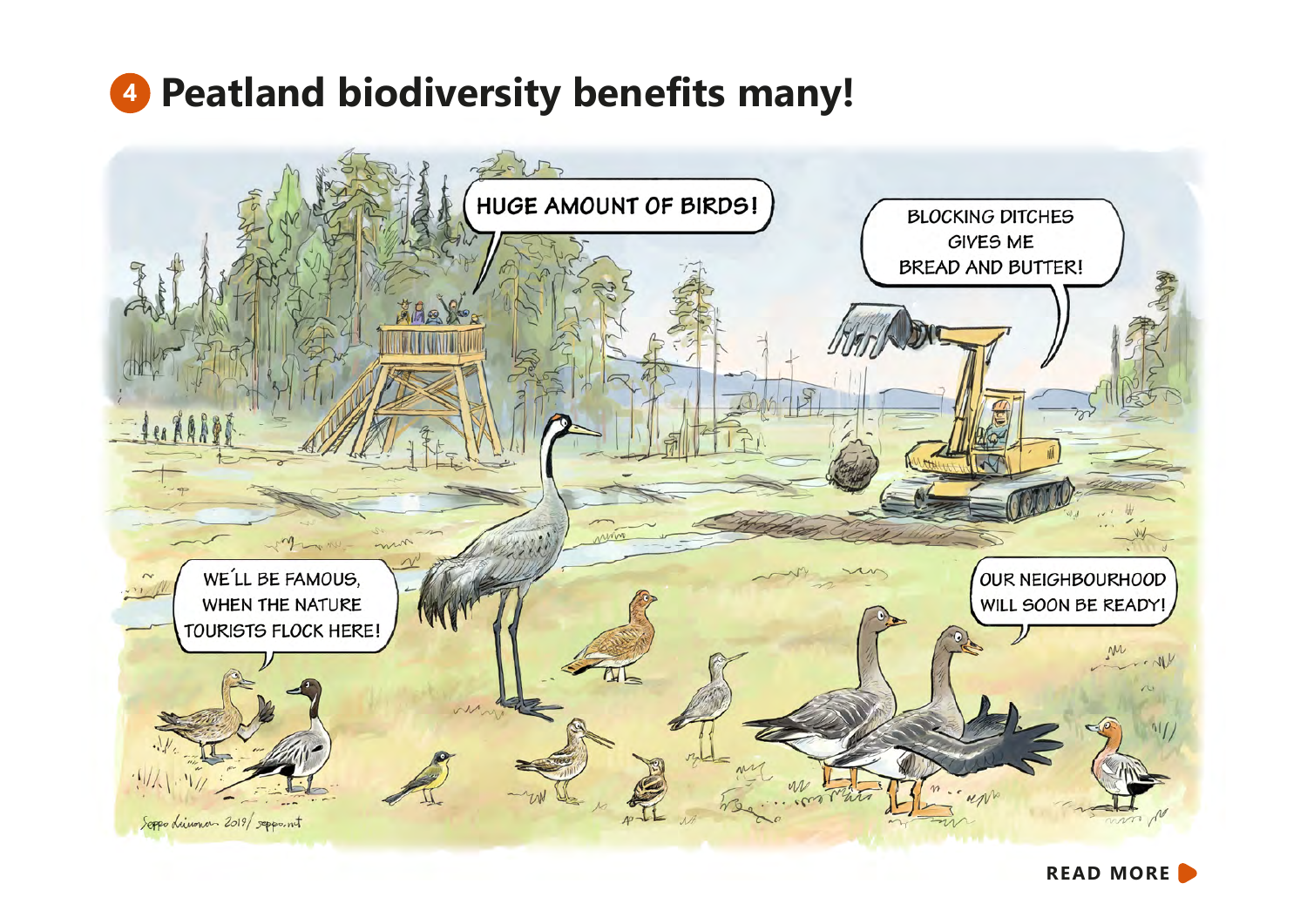# 4 Peatland biodiversity benefits many!

HUGE AMOUNT OF BIRDS!

BLOCKING DITCHES GIVES ME BREAD AND BUTTER!

WE´LL BE FAMOUS, WHEN THE NATURE TOURISTS FLOCK HERE!

OUR NEIGHBOURHOOD WILL SOON BE READY!

Seppo Leinonen 2019/ seppo.net

READ MORE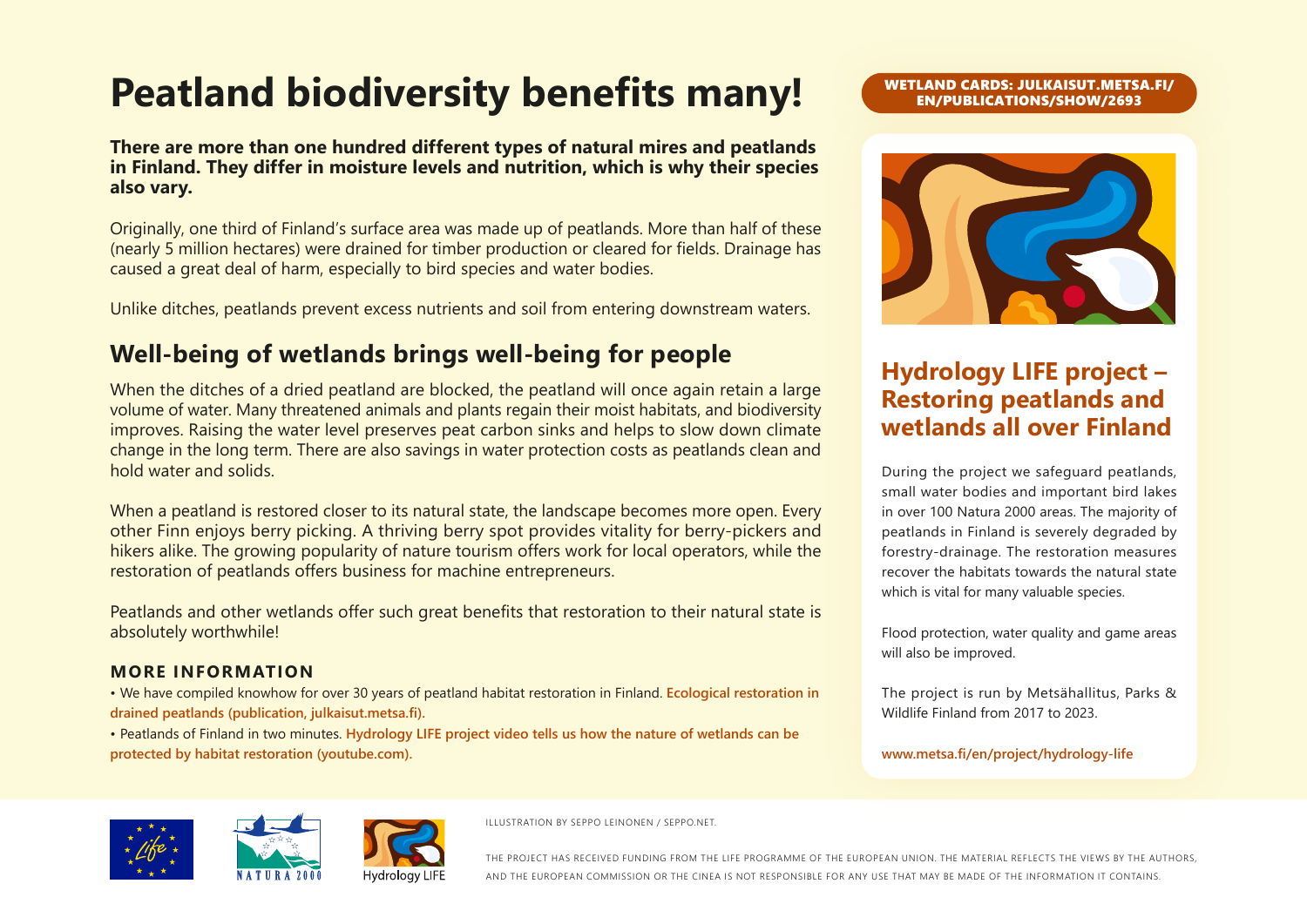# Peatland biodiversity benefits many!

**There are more than one hundred different types of natural mires and peatlands in Finland. They differ in moisture levels and nutrition, which is why their species also vary.**

Originally, one third of Finland's surface area was made up of peatlands. More than half of these (nearly 5 million hectares) were drained for timber production or cleared for fields. Drainage has caused a great deal of harm, especially to bird species and water bodies.

Unlike ditches, peatlands prevent excess nutrients and soil from entering downstream waters.

## Well-being of wetlands brings well-being for people

When the ditches of a dried peatland are blocked, the peatland will once again retain a large volume of water. Many threatened animals and plants regain their moist habitats, and biodiversity improves. Raising the water level preserves peat carbon sinks and helps to slow down climate change in the long term. There are also savings in water protection costs as peatlands clean and hold water and solids.

When a peatland is restored closer to its natural state, the landscape becomes more open. Every other Finn enjoys berry picking. A thriving berry spot provides vitality for berry-pickers and hikers alike. The growing popularity of nature tourism offers work for local operators, while the restoration of peatlands offers business for machine entrepreneurs.

Peatlands and other wetlands offer such great benefits that restoration to their natural state is absolutely worthwhile!

### MORE INFORMATION

- We have compiled knowhow for over 30 years of peatland habitat restoration in Finland. **Ecological restoration in drained peatlands (publication, julkaisut.metsa.fi).**
- Peatlands of Finland in two minutes. **Hydrology LIFE project video tells us how the nature of wetlands can be protected by habitat restoration (youtube.com).**

**WETLAND CARDS: JULKAISUT.METSA.FI/EN/PUBLICATIONS/SHOW/2693**

## Hydrology LIFE project – Restoring peatlands and wetlands all over Finland

During the project we safeguard peatlands, small water bodies and important bird lakes in over 100 Natura 2000 areas. The majority of peatlands in Finland is severely degraded by forestry-drainage. The restoration measures recover the habitats towards the natural state which is vital for many valuable species.

Flood protection, water quality and game areas will also be improved.

The project is run by Metsähallitus, Parks & Wildlife Finland from 2017 to 2023.

**www.metsa.fi/en/project/hydrology-life**

Life

NATURA 2000

Hydrology LIFE

ILLUSTRATION BY SEPPO LEINONEN / SEPPO.NET.

THE PROJECT HAS RECEIVED FUNDING FROM THE LIFE PROGRAMME OF THE EUROPEAN UNION. THE MATERIAL REFLECTS THE VIEWS BY THE AUTHORS, AND THE EUROPEAN COMMISSION OR THE CINEA IS NOT RESPONSIBLE FOR ANY USE THAT MAY BE MADE OF THE INFORMATION IT CONTAINS.